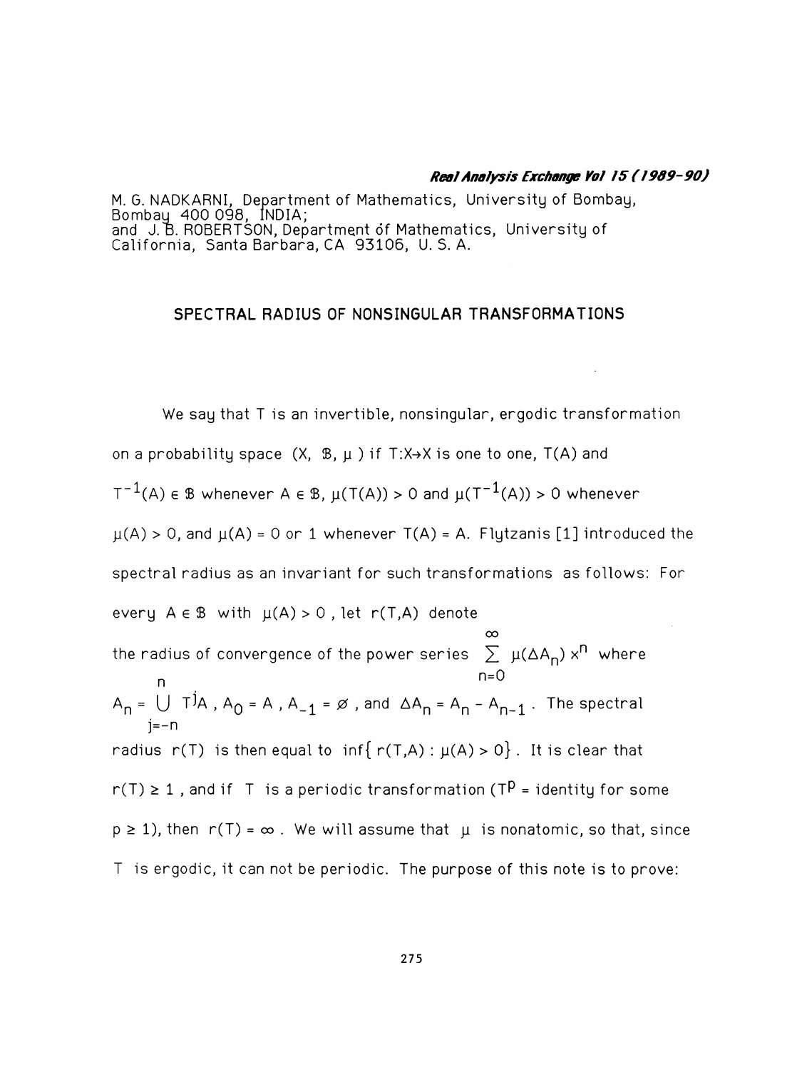M. G. NADKARNI, Department of Mathematics, University of Bombay, Bombay 400 098, INDIA;
and J. B. ROBERTSON, Department of Mathematics, University of California, Santa Barbara, CA 93106, U. S. A.

# SPECTRAL RADIUS OF NONSINGULAR TRANSFORMATIONS

We say that T is an invertible, nonsingular, ergodic transformation on a probability space $(X, \mathcal{B}, \mu)$ if $T:X \to X$ is one to one, $T(A)$ and $T^{-1}(A) \in \mathcal{B}$ whenever $A \in \mathcal{B}$, $\mu(T(A)) > 0$ and $\mu(T^{-1}(A)) > 0$ whenever $\mu(A) > 0$, and $\mu(A) = 0$ or $1$ whenever $T(A) = A$. Flytzanis [1] introduced the spectral radius as an invariant for such transformations as follows: For every $A \in \mathcal{B}$ with $\mu(A) > 0$, let $r(T,A)$ denote the radius of convergence of the power series $\sum_{n=0}^{\infty} \mu(\Delta A_n) x^n$ where $A_n = \bigcup_{j=-n}^{n} T^j A$, $A_0 = A$, $A_{-1} = \varnothing$, and $\Delta A_n = A_n - A_{n-1}$. The spectral radius $r(T)$ is then equal to $\inf\{ r(T,A) : \mu(A) > 0\}$. It is clear that $r(T) \geq 1$, and if T is a periodic transformation ($T^p$ = identity for some $p \geq 1$), then $r(T) = \infty$. We will assume that $\mu$ is nonatomic, so that, since T is ergodic, it can not be periodic. The purpose of this note is to prove: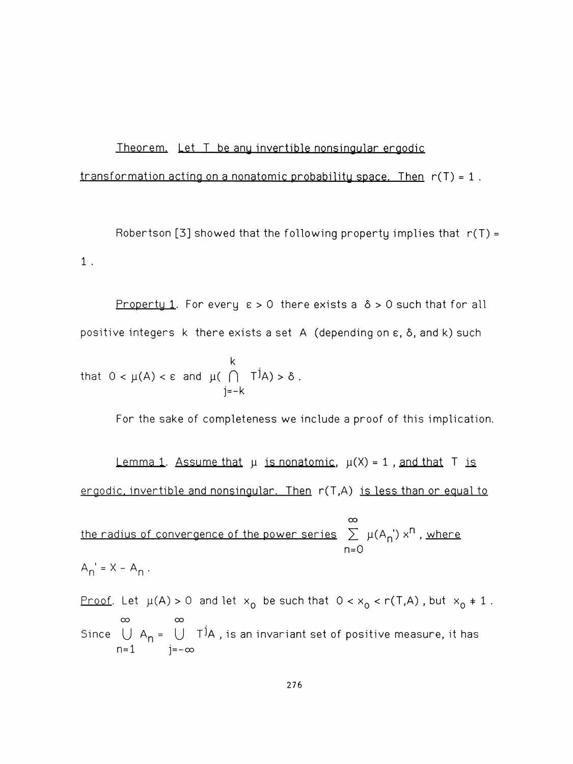*Theorem. Let T be any invertible nonsingular ergodic transformation acting on a nonatomic probability space. Then* $r(T) = 1$.

Robertson [3] showed that the following property implies that $r(T) = 1$.

*Property 1.* For every $\varepsilon > 0$ there exists a $\delta > 0$ such that for all positive integers $k$ there exists a set $A$ (depending on $\varepsilon$, $\delta$, and $k$) such that $0 < \mu(A) < \varepsilon$ and $\mu\left(\bigcap_{j=-k}^{k} T^j A\right) > \delta$.

For the sake of completeness we include a proof of this implication.

*Lemma 1. Assume that* $\mu$ *is nonatomic,* $\mu(X) = 1$, *and that* $T$ *is ergodic, invertible and nonsingular. Then* $r(T,A)$ *is less than or equal to the radius of convergence of the power series* $\sum_{n=0}^{\infty} \mu(A_n') x^n$, *where* $A_n' = X - A_n$.

*Proof.* Let $\mu(A) > 0$ and let $x_0$ be such that $0 < x_0 < r(T,A)$, but $x_0 \neq 1$. Since $\bigcup_{n=1}^{\infty} A_n = \bigcup_{j=-\infty}^{\infty} T^j A$, is an invariant set of positive measure, it has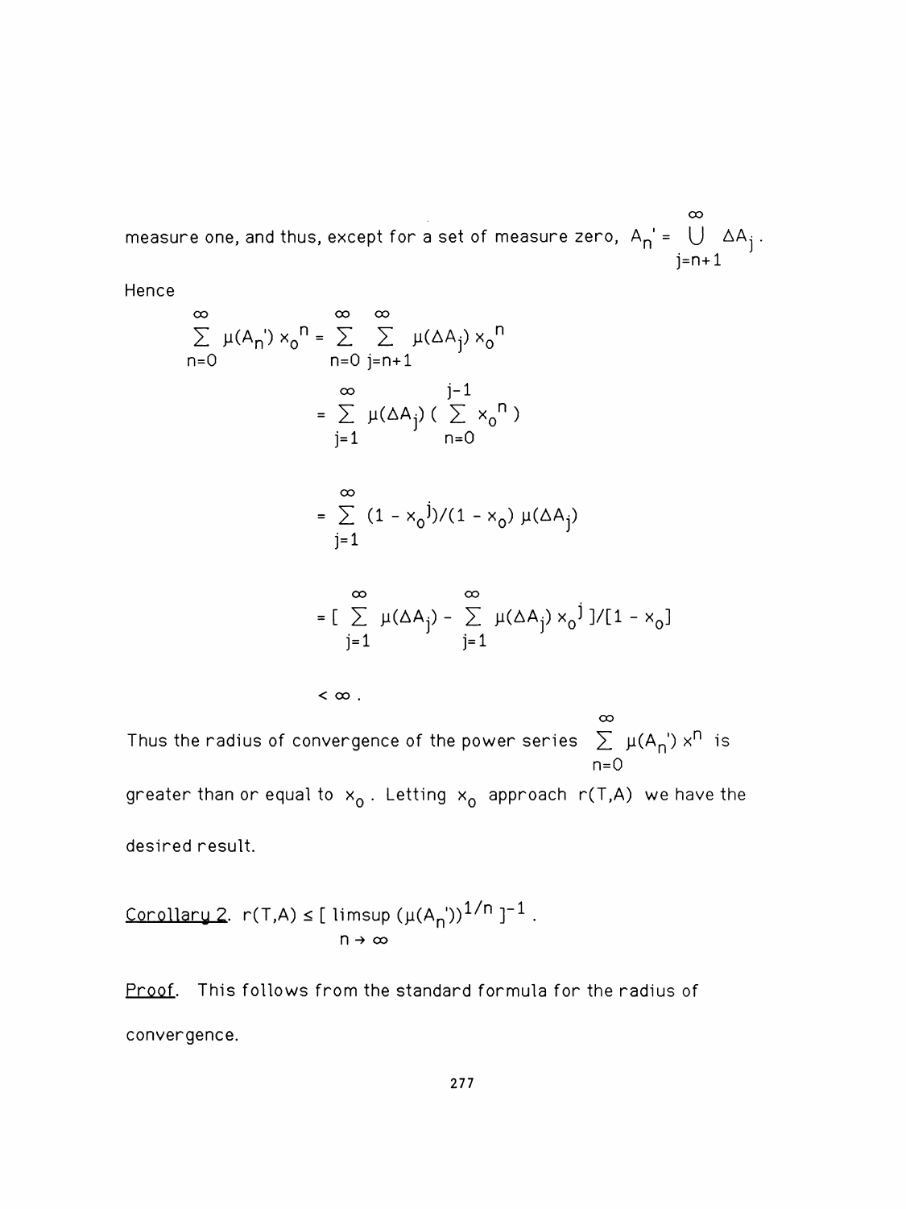measure one, and thus, except for a set of measure zero, $A_n' = \bigcup_{j=n+1}^{\infty} \Delta A_j$.

Hence

$$
\begin{aligned}
\sum_{n=0}^{\infty} \mu(A_n')\, x_0^{\,n} &= \sum_{n=0}^{\infty} \sum_{j=n+1}^{\infty} \mu(\Delta A_j)\, x_0^{\,n} \\
&= \sum_{j=1}^{\infty} \mu(\Delta A_j) \left( \sum_{n=0}^{j-1} x_0^{\,n} \right) \\
&= \sum_{j=1}^{\infty} (1 - x_0^{\,j})/(1 - x_0)\, \mu(\Delta A_j) \\
&= \left[ \sum_{j=1}^{\infty} \mu(\Delta A_j) - \sum_{j=1}^{\infty} \mu(\Delta A_j)\, x_0^{\,j} \right] / [1 - x_0] \\
&< \infty .
\end{aligned}
$$

Thus the radius of convergence of the power series $\sum_{n=0}^{\infty} \mu(A_n')\, x^n$ is greater than or equal to $x_0$. Letting $x_0$ approach $r(T,A)$ we have the desired result.

<u>Corollary 2</u>. $r(T,A) \le [\, \limsup_{n \to \infty} (\mu(A_n'))^{1/n}\, ]^{-1}$.

<u>Proof</u>. This follows from the standard formula for the radius of convergence.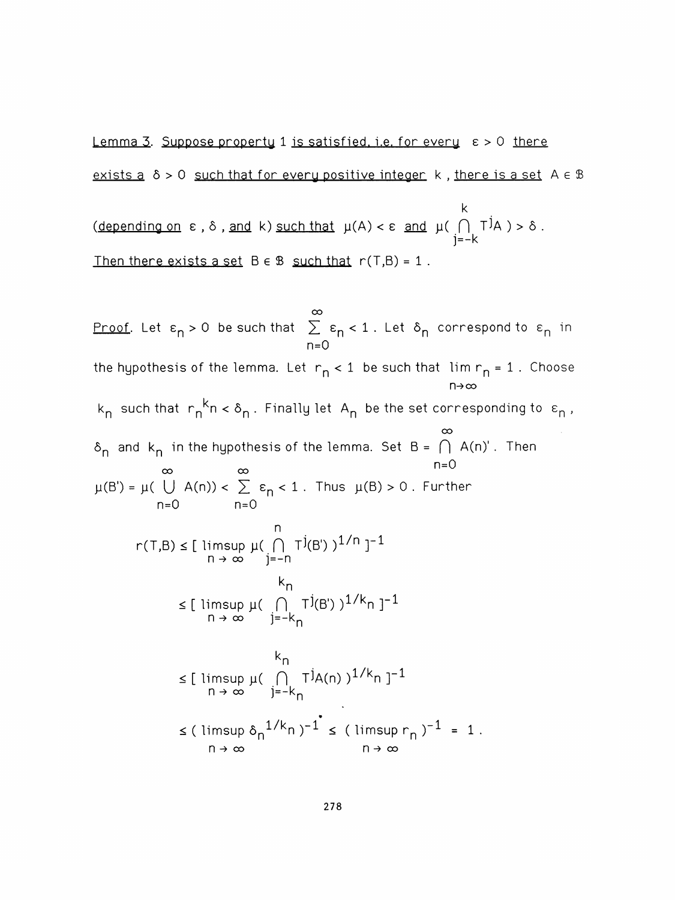<u>Lemma 3</u>. *Suppose property 1 is satisfied, i.e. for every $\varepsilon > 0$ there exists a $\delta > 0$ such that for every positive integer $k$, there is a set $A \in \mathcal{B}$ (depending on $\varepsilon$, $\delta$, and $k$) such that $\mu(A) < \varepsilon$ and $\mu(\bigcap_{j=-k}^{k} T^j A) > \delta$. Then there exists a set $B \in \mathcal{B}$ such that $r(T,B) = 1$.*

<u>Proof</u>. Let $\varepsilon_n > 0$ be such that $\sum_{n=0}^{\infty} \varepsilon_n < 1$. Let $\delta_n$ correspond to $\varepsilon_n$ in the hypothesis of the lemma. Let $r_n < 1$ be such that $\lim_{n\to\infty} r_n = 1$. Choose $k_n$ such that $r_n{}^{k_n} < \delta_n$. Finally let $A_n$ be the set corresponding to $\varepsilon_n$, $\delta_n$ and $k_n$ in the hypothesis of the lemma. Set $B = \bigcap_{n=0}^{\infty} A(n)'$. Then $\mu(B') = \mu(\bigcup_{n=0}^{\infty} A(n)) < \sum_{n=0}^{\infty} \varepsilon_n < 1$. Thus $\mu(B) > 0$. Further

$$
\begin{aligned}
r(T,B) &\le [\limsup_{n\to\infty} \mu(\bigcap_{j=-n}^{n} T^j(B'))^{1/n}]^{-1} \\
&\le [\limsup_{n\to\infty} \mu(\bigcap_{j=-k_n}^{k_n} T^j(B'))^{1/k_n}]^{-1} \\
&\le [\limsup_{n\to\infty} \mu(\bigcap_{j=-k_n}^{k_n} T^j A(n))^{1/k_n}]^{-1} \\
&\le (\limsup_{n\to\infty} \delta_n{}^{1/k_n})^{-1} \le (\limsup_{n\to\infty} r_n)^{-1} = 1 .
\end{aligned}
$$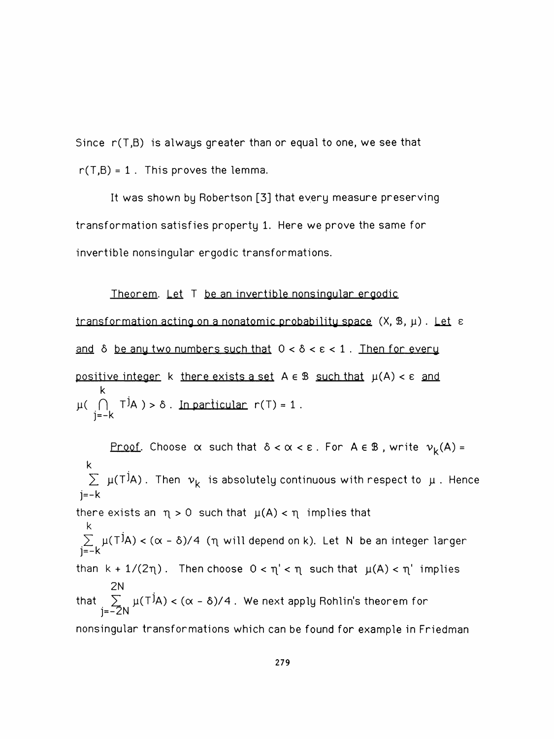Since $r(T,B)$ is always greater than or equal to one, we see that $r(T,B) = 1$. This proves the lemma.

It was shown by Robertson [3] that every measure preserving transformation satisfies property 1. Here we prove the same for invertible nonsingular ergodic transformations.

*Theorem. Let* $T$ *be an invertible nonsingular ergodic transformation acting on a nonatomic probability space* $(X, \mathcal{B}, \mu)$. *Let* $\varepsilon$ *and* $\delta$ *be any two numbers such that* $0 < \delta < \varepsilon < 1$. *Then for every positive integer* $k$ *there exists a set* $A \in \mathcal{B}$ *such that* $\mu(A) < \varepsilon$ *and* $\mu\left(\bigcap_{j=-k}^{k} T^j A\right) > \delta$. *In particular* $r(T) = 1$.

*Proof.* Choose $\alpha$ such that $\delta < \alpha < \varepsilon$. For $A \in \mathcal{B}$, write $\nu_k(A) = \sum_{j=-k}^{k} \mu(T^j A)$. Then $\nu_k$ is absolutely continuous with respect to $\mu$. Hence there exists an $\eta > 0$ such that $\mu(A) < \eta$ implies that $\sum_{j=-k}^{k} \mu(T^j A) < (\alpha - \delta)/4$ ($\eta$ will depend on $k$). Let $N$ be an integer larger than $k + 1/(2\eta)$. Then choose $0 < \eta' < \eta$ such that $\mu(A) < \eta'$ implies that $\sum_{j=-2N}^{2N} \mu(T^j A) < (\alpha - \delta)/4$. We next apply Rohlin's theorem for nonsingular transformations which can be found for example in Friedman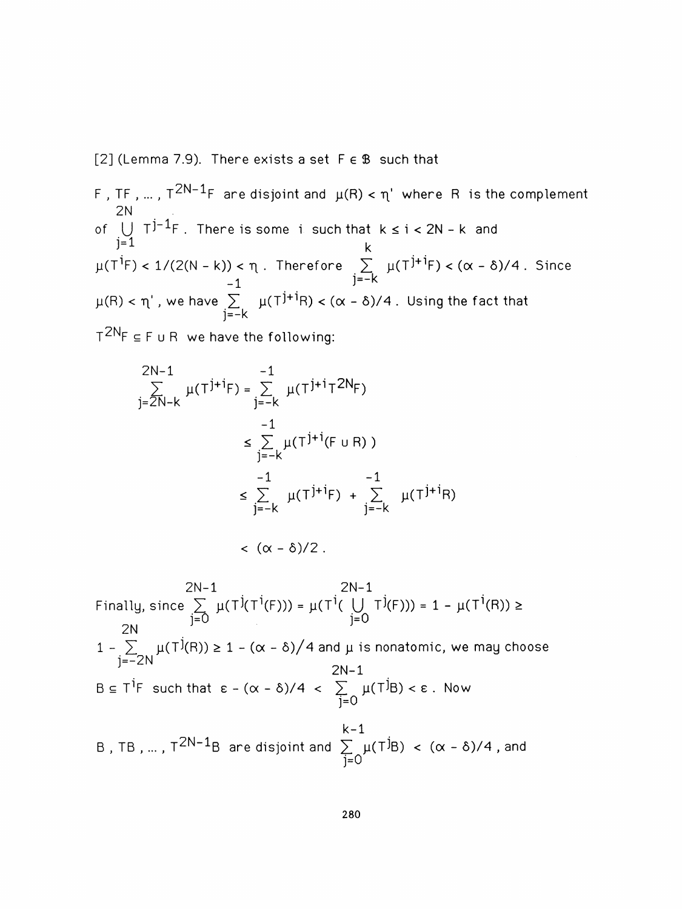[2] (Lemma 7.9). There exists a set $F \in \mathcal{B}$ such that

$F, TF, \ldots, T^{2N-1}F$ are disjoint and $\mu(R) < \eta'$ where $R$ is the complement of $\bigcup_{j=1}^{2N} T^{j-1}F$. There is some $i$ such that $k \le i < 2N - k$ and $\mu(T^iF) < 1/(2(N-k)) < \eta$. Therefore $\sum_{j=-k}^{k} \mu(T^{j+i}F) < (\alpha - \delta)/4$. Since $\mu(R) < \eta'$, we have $\sum_{j=-k}^{-1} \mu(T^{j+i}R) < (\alpha - \delta)/4$. Using the fact that $T^{2N}F \subseteq F \cup R$ we have the following:

$$
\begin{aligned}
\sum_{j=2N-k}^{2N-1} \mu(T^{j+i}F) &= \sum_{j=-k}^{-1} \mu(T^{j+i}T^{2N}F) \\
&\le \sum_{j=-k}^{-1} \mu(T^{j+i}(F \cup R)) \\
&\le \sum_{j=-k}^{-1} \mu(T^{j+i}F) + \sum_{j=-k}^{-1} \mu(T^{j+i}R) \\
&< (\alpha - \delta)/2 .
\end{aligned}
$$

Finally, since $\sum_{j=0}^{2N-1} \mu(T^j(T^i(F))) = \mu(T^i(\bigcup_{j=0}^{2N-1} T^j(F))) = 1 - \mu(T^i(R)) \ge 1 - \sum_{j=-2N}^{2N} \mu(T^j(R)) \ge 1 - (\alpha - \delta)/4$ and $\mu$ is nonatomic, we may choose $B \subseteq T^iF$ such that $\varepsilon - (\alpha - \delta)/4 < \sum_{j=0}^{2N-1} \mu(T^jB) < \varepsilon$. Now

$B, TB, \ldots, T^{2N-1}B$ are disjoint and $\sum_{j=0}^{k-1} \mu(T^jB) < (\alpha - \delta)/4$, and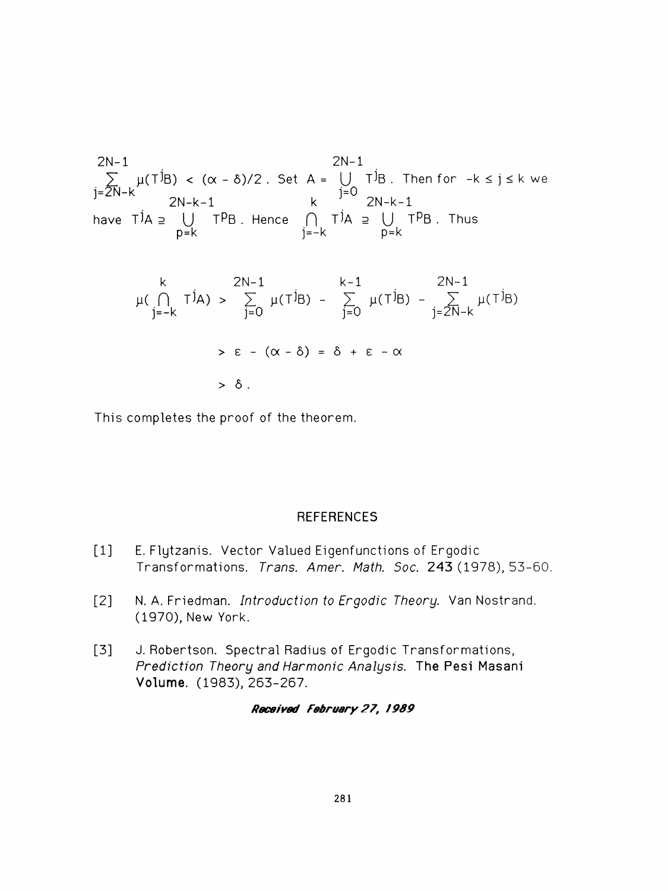$\sum_{j=2N-k}^{2N-1} \mu(T^j B) < (\alpha - \delta)/2$. Set $A = \bigcup_{j=0}^{2N-1} T^j B$. Then for $-k \leq j \leq k$ we have $T^j A \supseteq \bigcup_{p=k}^{2N-k-1} T^p B$. Hence $\bigcap_{j=-k}^{k} T^j A \supseteq \bigcup_{p=k}^{2N-k-1} T^p B$. Thus

$$\mu\left(\bigcap_{j=-k}^{k} T^j A\right) > \sum_{j=0}^{2N-1} \mu(T^j B) - \sum_{j=0}^{k-1} \mu(T^j B) - \sum_{j=2N-k}^{2N-1} \mu(T^j B)$$

$$> \varepsilon - (\alpha - \delta) = \delta + \varepsilon - \alpha$$

$$> \delta .$$

This completes the proof of the theorem.

## REFERENCES

[1] E. Flytzanis. Vector Valued Eigenfunctions of Ergodic Transformations. *Trans. Amer. Math. Soc.* **243** (1978), 53-60.

[2] N. A. Friedman. *Introduction to Ergodic Theory*. Van Nostrand. (1970), New York.

[3] J. Robertson. Spectral Radius of Ergodic Transformations, *Prediction Theory and Harmonic Analysis*. **The Pesi Masani Volume**. (1983), 263-267.

***Received February 27, 1989***